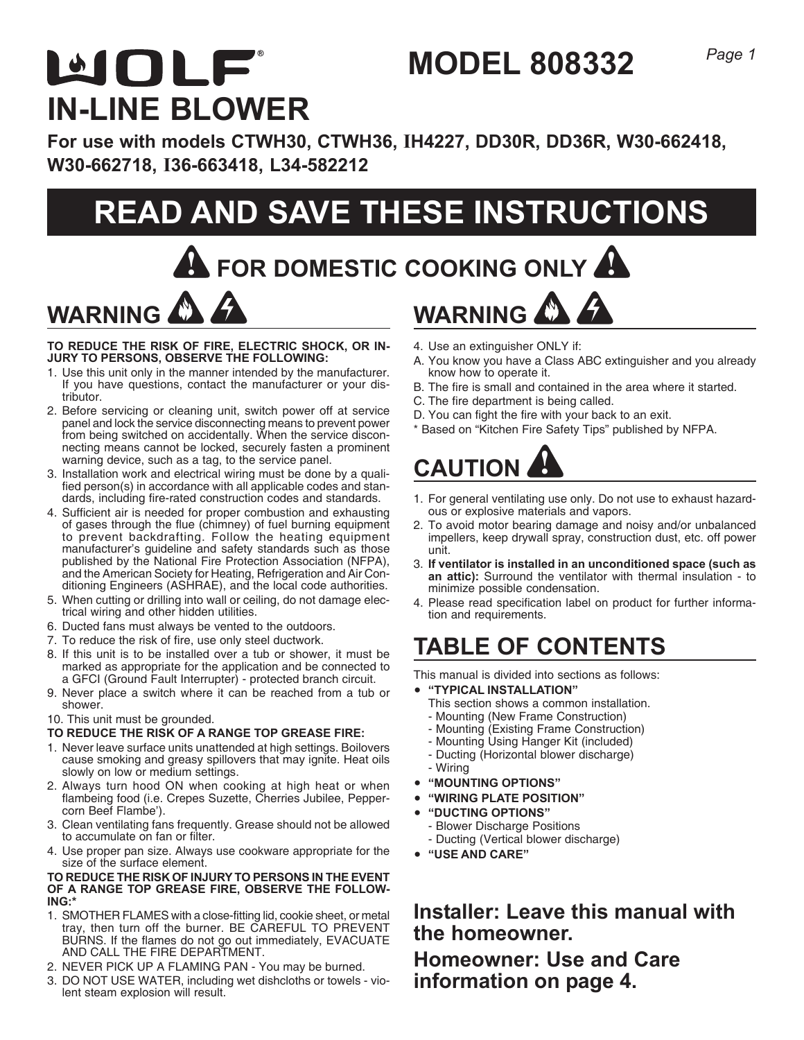# WOLF®

# MODEL 808332

# IN-LINE BLOWER

**For use with models CTWH30, CTWH36, IH4227, DD30R, DD36R, W30-662418, W30-662718, I36-663418, L34-582212**

# READ AND SAVE THESE INSTRUCTIONS

## FOR DOMESTIC COOKING ONLY

## WARNING

**TO REDUCE THE RISK OF FIRE, ELECTRIC SHOCK, OR INJURY TO PERSONS, OBSERVE THE FOLLOWING:**

1. Use this unit only in the manner intended by the manufacturer. If you have questions, contact the manufacturer or your distributor.
2. Before servicing or cleaning unit, switch power off at service panel and lock the service disconnecting means to prevent power from being switched on accidentally. When the service disconnecting means cannot be locked, securely fasten a prominent warning device, such as a tag, to the service panel.
3. Installation work and electrical wiring must be done by a qualified person(s) in accordance with all applicable codes and standards, including fire-rated construction codes and standards.
4. Sufficient air is needed for proper combustion and exhausting of gases through the flue (chimney) of fuel burning equipment to prevent backdrafting. Follow the heating equipment manufacturer's guideline and safety standards such as those published by the National Fire Protection Association (NFPA), and the American Society for Heating, Refrigeration and Air Conditioning Engineers (ASHRAE), and the local code authorities.
5. When cutting or drilling into wall or ceiling, do not damage electrical wiring and other hidden utilities.
6. Ducted fans must always be vented to the outdoors.
7. To reduce the risk of fire, use only steel ductwork.
8. If this unit is to be installed over a tub or shower, it must be marked as appropriate for the application and be connected to a GFCI (Ground Fault Interrupter) - protected branch circuit.
9. Never place a switch where it can be reached from a tub or shower.
10. This unit must be grounded.

**TO REDUCE THE RISK OF A RANGE TOP GREASE FIRE:**

1. Never leave surface units unattended at high settings. Boilovers cause smoking and greasy spillovers that may ignite. Heat oils slowly on low or medium settings.
2. Always turn hood ON when cooking at high heat or when flambeing food (i.e. Crepes Suzette, Cherries Jubilee, Peppercorn Beef Flambe').
3. Clean ventilating fans frequently. Grease should not be allowed to accumulate on fan or filter.
4. Use proper pan size. Always use cookware appropriate for the size of the surface element.

**TO REDUCE THE RISK OF INJURY TO PERSONS IN THE EVENT OF A RANGE TOP GREASE FIRE, OBSERVE THE FOLLOWING:***

1. SMOTHER FLAMES with a close-fitting lid, cookie sheet, or metal tray, then turn off the burner. BE CAREFUL TO PREVENT BURNS. If the flames do not go out immediately, EVACUATE AND CALL THE FIRE DEPARTMENT.
2. NEVER PICK UP A FLAMING PAN - You may be burned.
3. DO NOT USE WATER, including wet dishcloths or towels - violent steam explosion will result.

## WARNING

4. Use an extinguisher ONLY if:
   - A. You know you have a Class ABC extinguisher and you already know how to operate it.
   - B. The fire is small and contained in the area where it started.
   - C. The fire department is being called.
   - D. You can fight the fire with your back to an exit.

\* Based on "Kitchen Fire Safety Tips" published by NFPA.

## CAUTION

1. For general ventilating use only. Do not use to exhaust hazardous or explosive materials and vapors.
2. To avoid motor bearing damage and noisy and/or unbalanced impellers, keep drywall spray, construction dust, etc. off power unit.
3. **If ventilator is installed in an unconditioned space (such as an attic):** Surround the ventilator with thermal insulation - to minimize possible condensation.
4. Please read specification label on product for further information and requirements.

## TABLE OF CONTENTS

This manual is divided into sections as follows:

- **"TYPICAL INSTALLATION"**
  This section shows a common installation.
  - Mounting (New Frame Construction)
  - Mounting (Existing Frame Construction)
  - Mounting Using Hanger Kit (included)
  - Ducting (Horizontal blower discharge)
  - Wiring
- **"MOUNTING OPTIONS"**
- **"WIRING PLATE POSITION"**
- **"DUCTING OPTIONS"**
  - Blower Discharge Positions
  - Ducting (Vertical blower discharge)
- **"USE AND CARE"**

### Installer: Leave this manual with the homeowner.

### Homeowner: Use and Care information on page 4.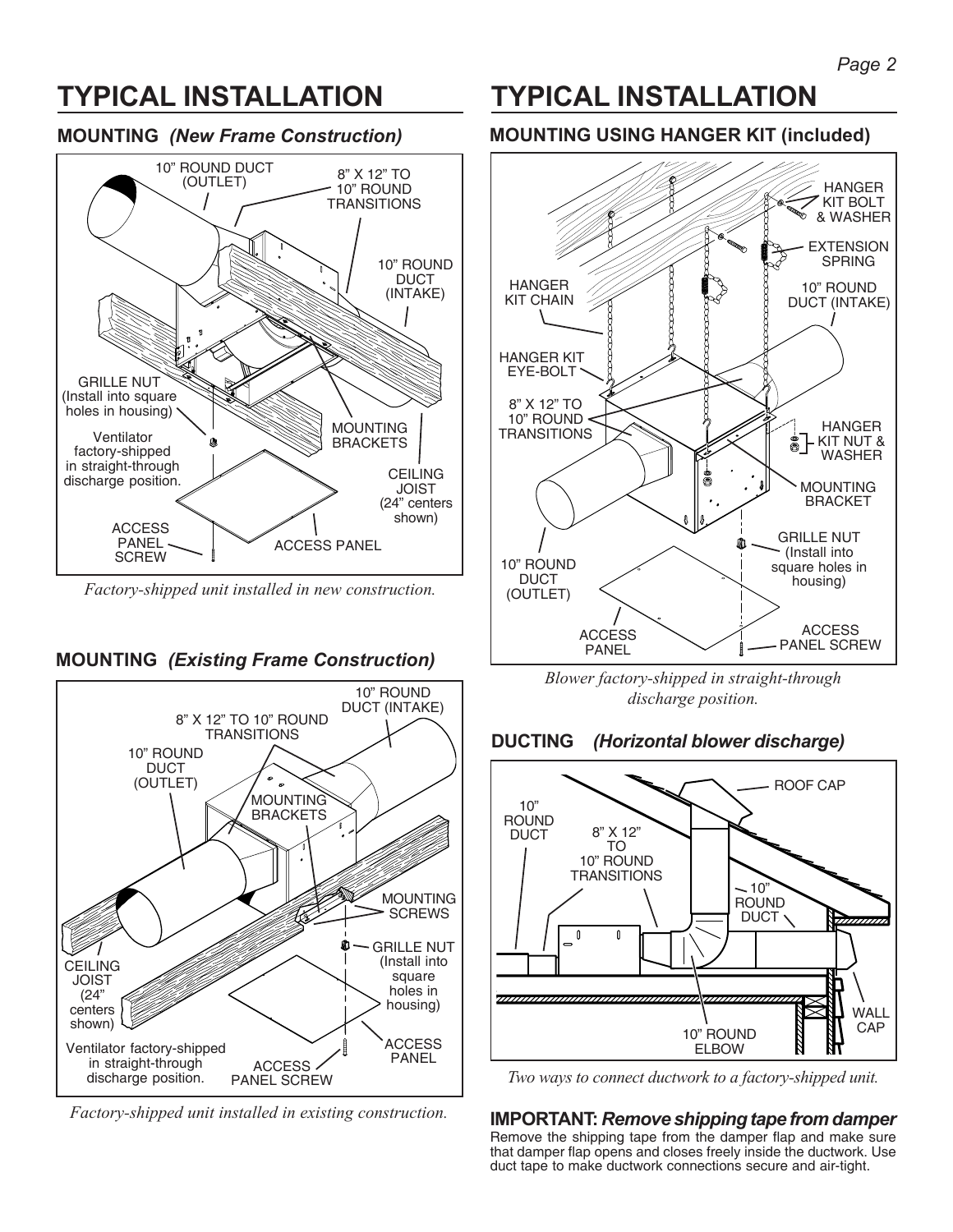# TYPICAL INSTALLATION

## MOUNTING *(New Frame Construction)*

10" ROUND DUCT (OUTLET)

8" X 12" TO 10" ROUND TRANSITIONS

10" ROUND DUCT (INTAKE)

GRILLE NUT (Install into square holes in housing)

Ventilator factory-shipped in straight-through discharge position.

MOUNTING BRACKETS

CEILING JOIST (24" centers shown)

ACCESS PANEL SCREW

ACCESS PANEL

*Factory-shipped unit installed in new construction.*

## MOUNTING *(Existing Frame Construction)*

10" ROUND DUCT (INTAKE)

8" X 12" TO 10" ROUND TRANSITIONS

10" ROUND DUCT (OUTLET)

MOUNTING BRACKETS

MOUNTING SCREWS

GRILLE NUT (Install into square holes in housing)

CEILING JOIST (24" centers shown)

ACCESS PANEL

Ventilator factory-shipped in straight-through discharge position.

ACCESS PANEL SCREW

*Factory-shipped unit installed in existing construction.*

# TYPICAL INSTALLATION

## MOUNTING USING HANGER KIT (included)

HANGER KIT BOLT & WASHER

EXTENSION SPRING

HANGER KIT CHAIN

10" ROUND DUCT (INTAKE)

HANGER KIT EYE-BOLT

8" X 12" TO 10" ROUND TRANSITIONS

HANGER KIT NUT & WASHER

MOUNTING BRACKET

GRILLE NUT (Install into square holes in housing)

10" ROUND DUCT (OUTLET)

ACCESS PANEL

ACCESS PANEL SCREW

*Blower factory-shipped in straight-through discharge position.*

## DUCTING *(Horizontal blower discharge)*

ROOF CAP

10" ROUND DUCT

8" X 12" TO 10" ROUND TRANSITIONS

10" ROUND DUCT

WALL CAP

10" ROUND ELBOW

*Two ways to connect ductwork to a factory-shipped unit.*

**IMPORTANT:** ***Remove shipping tape from damper***

Remove the shipping tape from the damper flap and make sure that damper flap opens and closes freely inside the ductwork. Use duct tape to make ductwork connections secure and air-tight.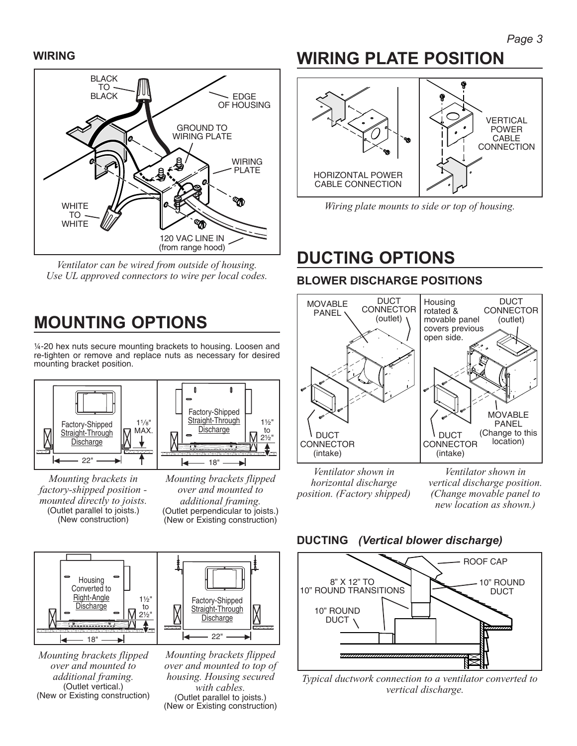## WIRING

*Ventilator can be wired from outside of housing. Use UL approved connectors to wire per local codes.*

# MOUNTING OPTIONS

¼-20 hex nuts secure mounting brackets to housing. Loosen and re-tighten or remove and replace nuts as necessary for desired mounting bracket position.

*Mounting brackets in factory-shipped position - mounted directly to joists.* (Outlet parallel to joists.) (New construction)

*Mounting brackets flipped over and mounted to additional framing.* (Outlet perpendicular to joists.) (New or Existing construction)

*Mounting brackets flipped over and mounted to additional framing.* (Outlet vertical.) (New or Existing construction)

*Mounting brackets flipped over and mounted to top of housing. Housing secured with cables.* (Outlet parallel to joists.) (New or Existing construction)

# WIRING PLATE POSITION

*Wiring plate mounts to side or top of housing.*

# DUCTING OPTIONS

## BLOWER DISCHARGE POSITIONS

*Ventilator shown in horizontal discharge position. (Factory shipped)*

*Ventilator shown in vertical discharge position. (Change movable panel to new location as shown.)*

## DUCTING *(Vertical blower discharge)*

*Typical ductwork connection to a ventilator converted to vertical discharge.*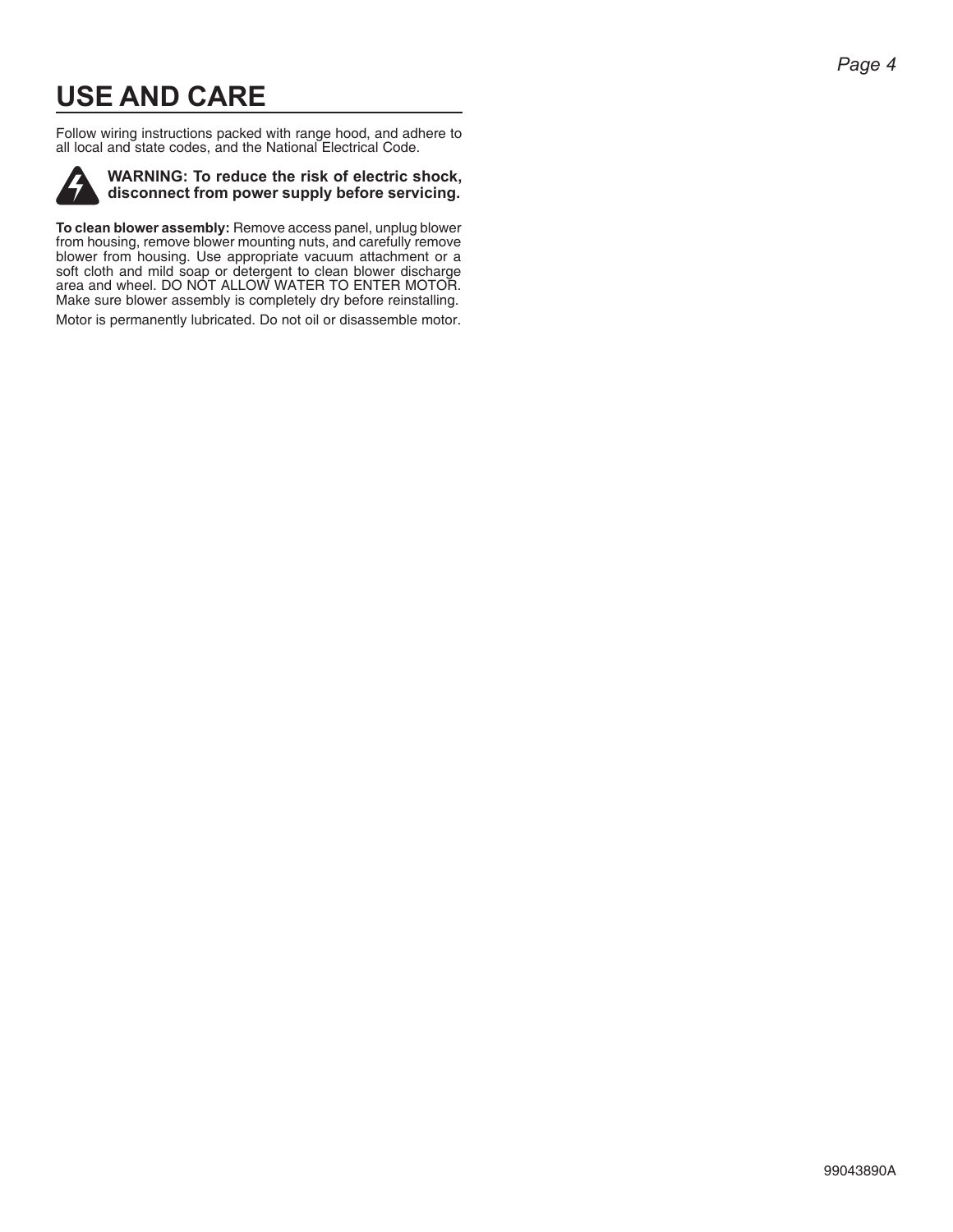# USE AND CARE

Follow wiring instructions packed with range hood, and adhere to all local and state codes, and the National Electrical Code.

**WARNING: To reduce the risk of electric shock, disconnect from power supply before servicing.**

**To clean blower assembly:** Remove access panel, unplug blower from housing, remove blower mounting nuts, and carefully remove blower from housing. Use appropriate vacuum attachment or a soft cloth and mild soap or detergent to clean blower discharge area and wheel. DO NOT ALLOW WATER TO ENTER MOTOR. Make sure blower assembly is completely dry before reinstalling.

Motor is permanently lubricated. Do not oil or disassemble motor.

99043890A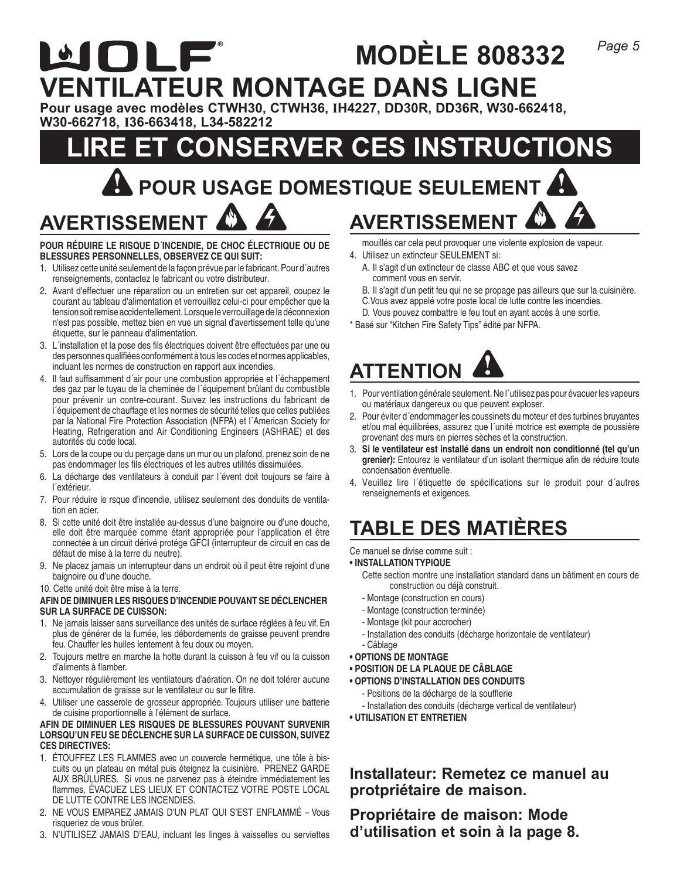# WOLF® MODÈLE 808332

# VENTILATEUR MONTAGE DANS LIGNE

**Pour usage avec modèles CTWH30, CTWH36, IH4227, DD30R, DD36R, W30-662418, W30-662718, I36-663418, L34-582212**

# LIRE ET CONSERVER CES INSTRUCTIONS

## POUR USAGE DOMESTIQUE SEULEMENT

## AVERTISSEMENT

**POUR RÉDUIRE LE RISQUE D´INCENDIE, DE CHOC ÉLECTRIQUE OU DE BLESSURES PERSONNELLES, OBSERVEZ CE QUI SUIT:**

1. Utilisez cette unité seulement de la façon prévue par le fabricant. Pour d´autres renseignements, contactez le fabricant ou votre distributeur.
2. Avant d'effectuer une réparation ou un entretien sur cet appareil, coupez le courant au tableau d'alimentation et verrouillez celui-ci pour empêcher que la tension soit remise accidentellement. Lorsque le verrouillage de la déconnexion n'est pas possible, mettez bien en vue un signal d'avertissement telle qu'une étiquette, sur le panneau d'alimentation.
3. L´installation et la pose des fils électriques doivent être effectuées par une ou des personnes qualifiées conformément à tous les codes et normes applicables, incluant les normes de construction en rapport aux incendies.
4. Il faut suffisamment d´air pour une combustion appropriée et l´échappement des gaz par le tuyau de la cheminée de l´équipement brûlant du combustible pour prévenir un contre-courant. Suivez les instructions du fabricant de l´équipement de chauffage et les normes de sécurité telles que celles publiées par la National Fire Protection Association (NFPA) et l´American Society for Heating, Refrigeration and Air Conditioning Engineers (ASHRAE) et des autorités du code local.
5. Lors de la coupe ou du perçage dans un mur ou un plafond, prenez soin de ne pas endommager les fils électriques et les autres utilités dissimulées.
6. La décharge des ventilateurs à conduit par l´évent doit toujours se faire à l´extérieur.
7. Pour réduire le rsque d'incendie, utilisez seulement des donduits de ventilation en acier.
8. Si cette unité doit être installée au-dessus d'une baignoire ou d'une douche, elle doit être marquée comme étant appropriée pour l'application et être connectée à un circuit dérivé protégé GFCI (interrupteur de circuit en cas de défaut de mise à la terre du neutre).
9. Ne placez jamais un interrupteur dans un endroit où il peut être rejoint d'une baignoire ou d'une douche.
10. Cette unité doit être mise à la terre.

**AFIN DE DIMINUER LES RISQUES D'INCENDIE POUVANT SE DÉCLENCHER SUR LA SURFACE DE CUISSON:**

1. Ne jamais laisser sans surveillance des unités de surface réglées à feu vif. En plus de générer de la fumée, les débordements de graisse peuvent prendre feu. Chauffer les huiles lentement à feu doux ou moyen.
2. Toujours mettre en marche la hotte durant la cuisson à feu vif ou la cuisson d'aliments à flamber.
3. Nettoyer régulièrement les ventilateurs d'aération. On ne doit tolérer aucune accumulation de graisse sur le ventilateur ou sur le filtre.
4. Utiliser une casserole de grosseur appropriée. Toujours utiliser une batterie de cuisine proportionnelle à l'élément de surface.

**AFIN DE DIMINUER LES RISQUES DE BLESSURES POUVANT SURVENIR LORSQU'UN FEU SE DÉCLENCHE SUR LA SURFACE DE CUISSON, SUIVEZ CES DIRECTIVES:**

1. ÉTOUFFEZ LES FLAMMES avec un couvercle hermétique, une tôle à biscuits ou un plateau en métal puis éteignez la cuisinière. PRENEZ GARDE AUX BRÛLURES. Si vous ne parvenez pas à éteindre immédiatement les flammes, ÉVACUEZ LES LIEUX ET CONTACTEZ VOTRE POSTE LOCAL DE LUTTE CONTRE LES INCENDIES.
2. NE VOUS EMPAREZ JAMAIS D'UN PLAT QUI S'EST ENFLAMMÉ – Vous risqueriez de vous brûler.
3. N'UTILISEZ JAMAIS D'EAU, incluant les linges à vaisselles ou serviettes mouillés car cela peut provoquer une violente explosion de vapeur.
4. Utilisez un extincteur SEULEMENT si:
   A. Il s'agit d'un extincteur de classe ABC et que vous savez comment vous en servir.
   B. Il s'agit d'un petit feu qui ne se propage pas ailleurs que sur la cuisinière.
   C. Vous avez appelé votre poste local de lutte contre les incendies.
   D. Vous pouvez combattre le feu tout en ayant accès à une sortie.

\* Basé sur "Kitchen Fire Safety Tips" édité par NFPA.

## ATTENTION

1. Pour ventilation générale seulement. Ne l´utilisez pas pour évacuer les vapeurs ou matériaux dangereux ou que peuvent exploser.
2. Pour éviter d´endommager les coussinets du moteur et des turbines bruyantes et/ou mal équilibrées, assurez que l´unité motrice est exempte de poussière provenant des murs en pierres sèches et la construction.
3. **Si le ventilateur est installé dans un endroit non conditionné (tel qu'un grenier):** Entourez le ventilateur d'un isolant thermique afin de réduire toute condensation éventuelle.
4. Veuillez lire l´étiquette de spécifications sur le produit pour d´autres renseignements et exigences.

## TABLE DES MATIÈRES

Ce manuel se divise comme suit :

- **INSTALLATION TYPIQUE**
  Cette section montre une installation standard dans un bâtiment en cours de construction ou déjà construit.
  - Montage (construction en cours)
  - Montage (construction terminée)
  - Montage (kit pour accrocher)
  - Installation des conduits (décharge horizontale de ventilateur)
  - Câblage
- **OPTIONS DE MONTAGE**
- **POSITION DE LA PLAQUE DE CÂBLAGE**
- **OPTIONS D'INSTALLATION DES CONDUITS**
  - Positions de la décharge de la soufflerie
  - Installation des conduits (décharge vertical de ventilateur)
- **UTILISATION ET ENTRETIEN**

**Installateur: Remetez ce manuel au protpriétaire de maison.**

**Propriétaire de maison: Mode d'utilisation et soin à la page 8.**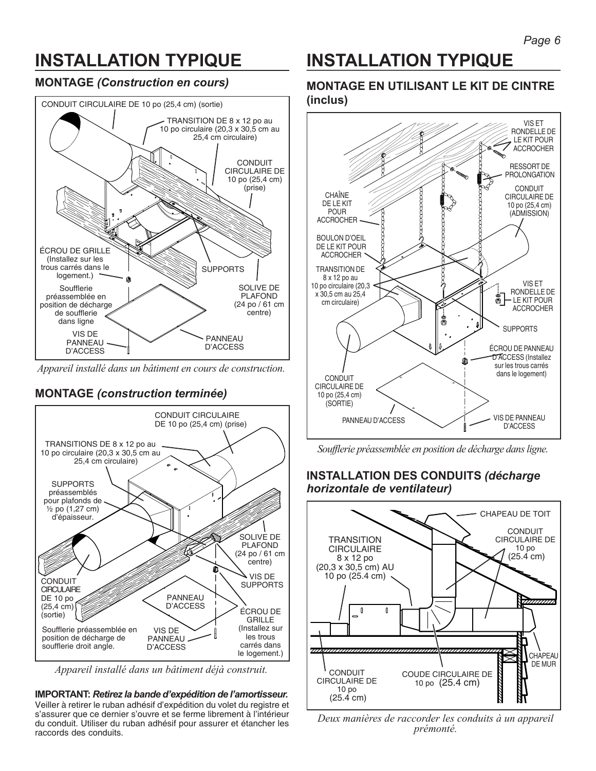# INSTALLATION TYPIQUE

## MONTAGE *(Construction en cours)*

CONDUIT CIRCULAIRE DE 10 po (25,4 cm) (sortie)

TRANSITION DE 8 x 12 po au 10 po circulaire (20,3 x 30,5 cm au 25,4 cm circulaire)

CONDUIT CIRCULAIRE DE 10 po (25,4 cm) (prise)

ÉCROU DE GRILLE (Installez sur les trous carrés dans le logement.)

SUPPORTS

Soufflerie préassemblée en position de décharge de soufflerie dans ligne

SOLIVE DE PLAFOND (24 po / 61 cm centre)

VIS DE PANNEAU D'ACCESS

PANNEAU D'ACCESS

*Appareil installé dans un bâtiment en cours de construction.*

## MONTAGE *(construction terminée)*

CONDUIT CIRCULAIRE DE 10 po (25,4 cm) (prise)

TRANSITIONS DE 8 x 12 po au 10 po circulaire (20,3 x 30,5 cm au 25,4 cm circulaire)

SUPPORTS préassemblés pour plafonds de ½ po (1,27 cm) d'épaisseur.

SOLIVE DE PLAFOND (24 po / 61 cm centre)

VIS DE SUPPORTS

CONDUIT CIRCULAIRE DE 10 po (25,4 cm) (sortie)

PANNEAU D'ACCESS

ÉCROU DE GRILLE (Installez sur les trous carrés dans le logement.)

Soufflerie préassemblée en position de décharge de soufflerie droit angle.

VIS DE PANNEAU D'ACCESS

*Appareil installé dans un bâtiment déjà construit.*

**IMPORTANT:** ***Retirez la bande d'expédition de l'amortisseur.*** Veiller à retirer le ruban adhésif d'expédition du volet du registre et s'assurer que ce dernier s'ouvre et se ferme librement à l'intérieur du conduit. Utiliser du ruban adhésif pour assurer et étancher les raccords des conduits.

# INSTALLATION TYPIQUE

## MONTAGE EN UTILISANT LE KIT DE CINTRE (inclus)

VIS ET RONDELLE DE LE KIT POUR ACCROCHER

RESSORT DE PROLONGATION

CHAÎNE DE LE KIT POUR ACCROCHER

CONDUIT CIRCULAIRE DE 10 po (25,4 cm) (ADMISSION)

BOULON D'OEIL DE LE KIT POUR ACCROCHER

TRANSITION DE 8 x 12 po au 10 po circulaire (20,3 x 30,5 cm au 25,4 cm circulaire)

VIS ET RONDELLE DE LE KIT POUR ACCROCHER

SUPPORTS

ÉCROU DE PANNEAU D'ACCESS (Installez sur les trous carrés dans le logement)

CONDUIT CIRCULAIRE DE 10 po (25,4 cm) (SORTIE)

PANNEAU D'ACCESS

VIS DE PANNEAU D'ACCESS

*Soufflerie préassemblée en position de décharge dans ligne.*

## INSTALLATION DES CONDUITS *(décharge horizontale de ventilateur)*

CHAPEAU DE TOIT

TRANSITION CIRCULAIRE 8 x 12 po (20,3 x 30,5 cm) AU 10 po (25.4 cm)

CONDUIT CIRCULAIRE DE 10 po (25.4 cm)

CHAPEAU DE MUR

CONDUIT CIRCULAIRE DE 10 po (25.4 cm)

COUDE CIRCULAIRE DE 10 po (25.4 cm)

*Deux manières de raccorder les conduits à un appareil prémonté.*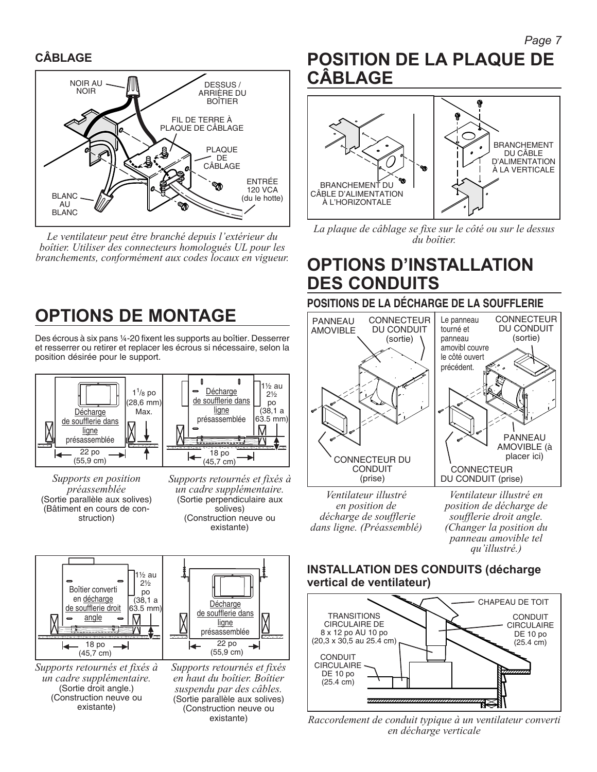## CÂBLAGE

NOIR AU NOIR

DESSUS / ARRIÈRE DU BOÎTIER

FIL DE TERRE À PLAQUE DE CÂBLAGE

PLAQUE DE CÂBLAGE

ENTRÉE 120 VCA (du le hotte)

BLANC AU BLANC

*Le ventilateur peut être branché depuis l'extérieur du boîtier. Utiliser des connecteurs homologués UL pour les branchements, conformément aux codes locaux en vigueur.*

# OPTIONS DE MONTAGE

Des écrous à six pans ¼-20 fixent les supports au boîtier. Desserrer et resserrer ou retirer et replacer les écrous si nécessaire, selon la position désirée pour le support.

Décharge de soufflerie dans ligne présassemblée

$1^1/_8$ po (28,6 mm) Max.

22 po (55,9 cm)

*Supports en position préassemblée* (Sortie parallèle aux solives) (Bâtiment en cours de construction)

Décharge de soufflerie dans ligne présassemblée

1½ au 2½ po (38,1 a 63.5 mm)

18 po (45,7 cm)

*Supports retournés et fixés à un cadre supplémentaire.* (Sortie perpendiculaire aux solives) (Construction neuve ou existante)

Boîtier converti en décharge de soufflerie droit angle

1½ au 2½ po (38,1 a 63.5 mm)

18 po (45,7 cm)

*Supports retournés et fixés à un cadre supplémentaire.* (Sortie droit angle.) (Construction neuve ou existante)

Décharge de soufflerie dans ligne présassemblée

22 po (55,9 cm)

*Supports retournés et fixés en haut du boîtier. Boîtier suspendu par des câbles.* (Sortie parallèle aux solives) (Construction neuve ou existante)

# POSITION DE LA PLAQUE DE CÂBLAGE

BRANCHEMENT DU CÂBLE D'ALIMENTATION À L'HORIZONTALE

BRANCHEMENT DU CÂBLE D'ALIMENTATION À LA VERTICALE

*La plaque de câblage se fixe sur le côté ou sur le dessus du boîtier.*

# OPTIONS D'INSTALLATION DES CONDUITS

## POSITIONS DE LA DÉCHARGE DE LA SOUFFLERIE

PANNEAU AMOVIBLE

CONNECTEUR DU CONDUIT (sortie)

CONNECTEUR DU CONDUIT (prise)

*Ventilateur illustré en position de décharge de soufflerie dans ligne. (Préassemblé)*

Le panneau tourné et panneau amovibl couvre le côté ouvert précédent.

CONNECTEUR DU CONDUIT (sortie)

PANNEAU AMOVIBLE (à placer ici)

CONNECTEUR DU CONDUIT (prise)

*Ventilateur illustré en position de décharge de soufflerie droit angle. (Changer la position du panneau amovible tel qu'illustré.)*

### INSTALLATION DES CONDUITS (décharge vertical de ventilateur)

CHAPEAU DE TOIT

TRANSITIONS CIRCULAIRE DE 8 x 12 po AU 10 po (20,3 x 30,5 au 25.4 cm)

CONDUIT CIRCULAIRE DE 10 po (25.4 cm)

CONDUIT CIRCULAIRE DE 10 po (25.4 cm)

*Raccordement de conduit typique à un ventilateur converti en décharge verticale*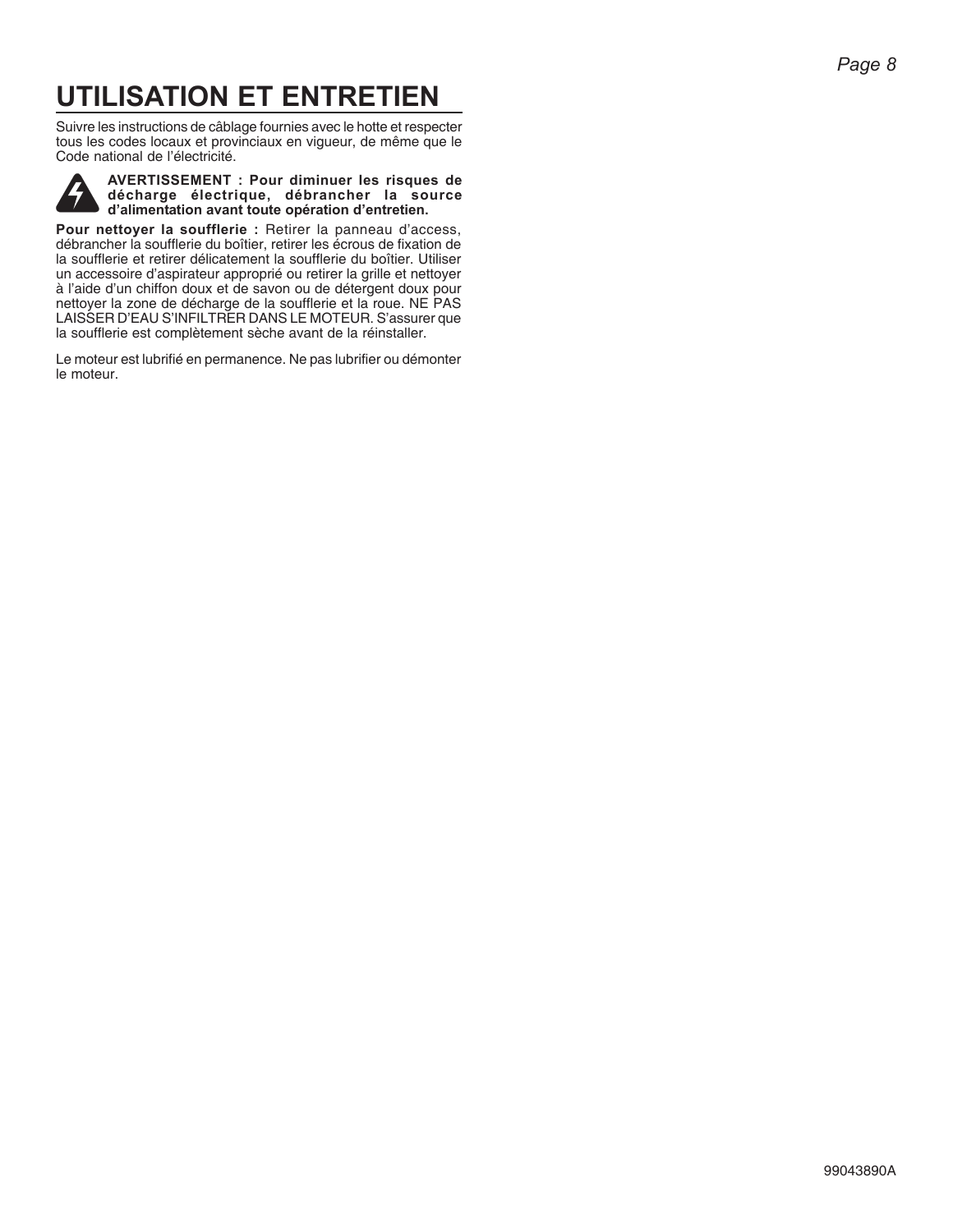# UTILISATION ET ENTRETIEN

Suivre les instructions de câblage fournies avec le hotte et respecter tous les codes locaux et provinciaux en vigueur, de même que le Code national de l'électricité.

**AVERTISSEMENT : Pour diminuer les risques de décharge électrique, débrancher la source d'alimentation avant toute opération d'entretien.**

**Pour nettoyer la soufflerie :** Retirer la panneau d'access, débrancher la soufflerie du boîtier, retirer les écrous de fixation de la soufflerie et retirer délicatement la soufflerie du boîtier. Utiliser un accessoire d'aspirateur approprié ou retirer la grille et nettoyer à l'aide d'un chiffon doux et de savon ou de détergent doux pour nettoyer la zone de décharge de la soufflerie et la roue. NE PAS LAISSER D'EAU S'INFILTRER DANS LE MOTEUR. S'assurer que la soufflerie est complètement sèche avant de la réinstaller.

Le moteur est lubrifié en permanence. Ne pas lubrifier ou démonter le moteur.

99043890A